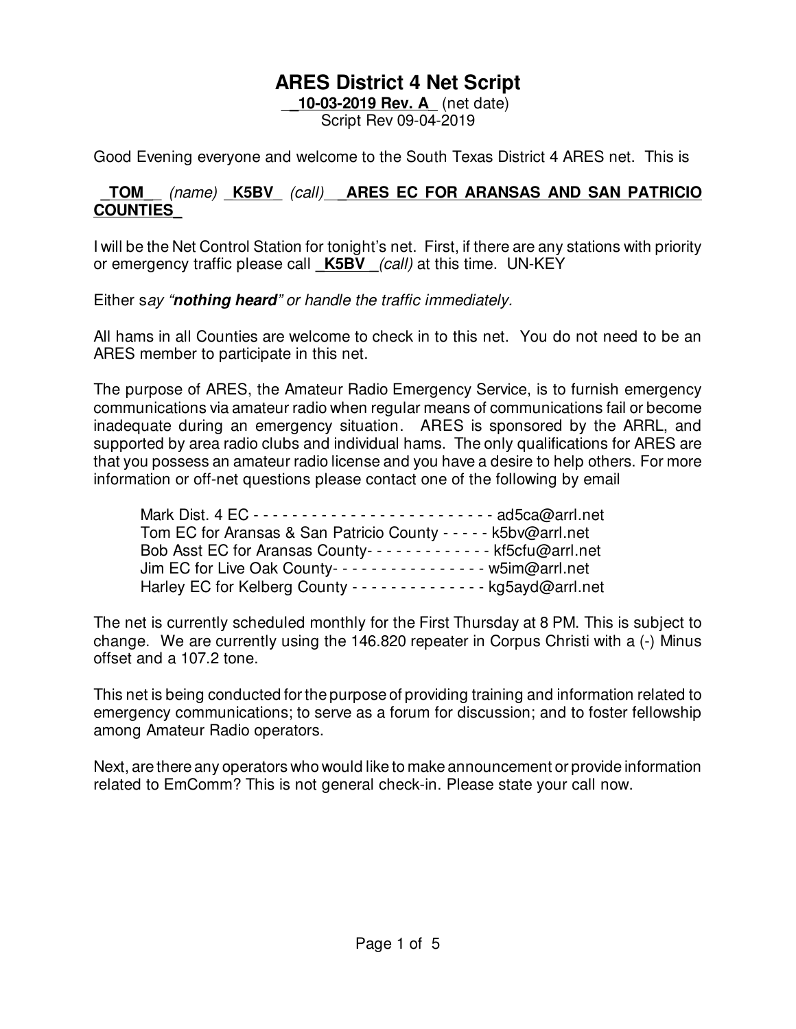# ARES District 4 Net Script

**_10-03-2019 Rev. A_** (net date)
Script Rev 09-04-2019

Good Evening everyone and welcome to the South Texas District 4 ARES net. This is

**_TOM__** *(name)* **_K5BV_** *(call)* **_ARES EC FOR ARANSAS AND SAN PATRICIO COUNTIES_**

I will be the Net Control Station for tonight's net. First, if there are any stations with priority or emergency traffic please call **_K5BV_** *(call)* at this time. UN-KEY

Either s*ay "**nothing heard**" or handle the traffic immediately.*

All hams in all Counties are welcome to check in to this net. You do not need to be an ARES member to participate in this net.

The purpose of ARES, the Amateur Radio Emergency Service, is to furnish emergency communications via amateur radio when regular means of communications fail or become inadequate during an emergency situation. ARES is sponsored by the ARRL, and supported by area radio clubs and individual hams. The only qualifications for ARES are that you possess an amateur radio license and you have a desire to help others. For more information or off-net questions please contact one of the following by email

Mark Dist. 4 EC - - - - - - - - - - - - - - - - - - - - - - - - - ad5ca@arrl.net
Tom EC for Aransas & San Patricio County - - - - - k5bv@arrl.net
Bob Asst EC for Aransas County- - - - - - - - - - - - - kf5cfu@arrl.net
Jim EC for Live Oak County- - - - - - - - - - - - - - - - w5im@arrl.net
Harley EC for Kelberg County - - - - - - - - - - - - - - kg5ayd@arrl.net

The net is currently scheduled monthly for the First Thursday at 8 PM. This is subject to change. We are currently using the 146.820 repeater in Corpus Christi with a (-) Minus offset and a 107.2 tone.

This net is being conducted for the purpose of providing training and information related to emergency communications; to serve as a forum for discussion; and to foster fellowship among Amateur Radio operators.

Next, are there any operators who would like to make announcement or provide information related to EmComm? This is not general check-in. Please state your call now.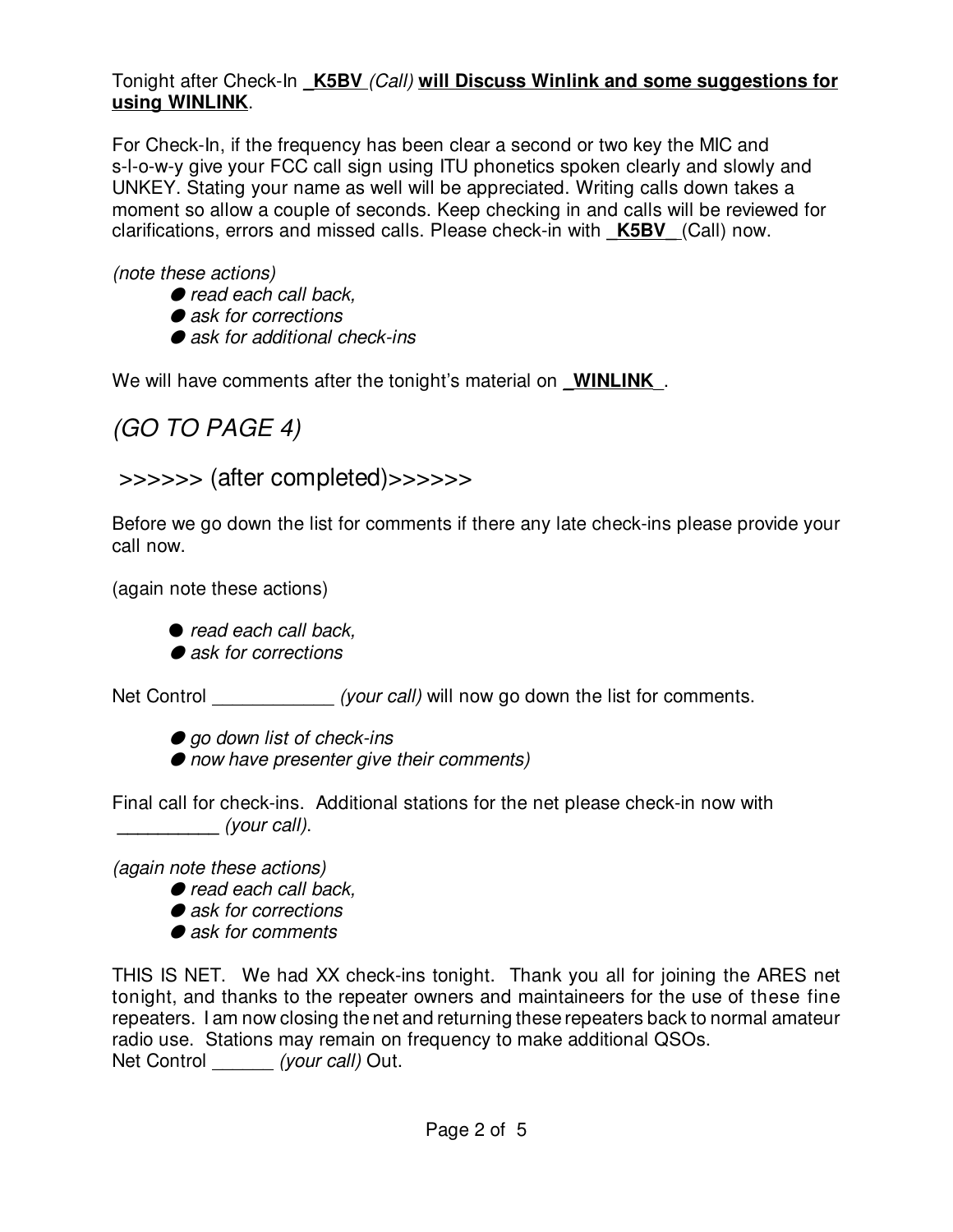Tonight after Check-In **_K5BV** *(Call)* **will Discuss Winlink and some suggestions for using WINLINK**.

For Check-In, if the frequency has been clear a second or two key the MIC and s-l-o-w-y give your FCC call sign using ITU phonetics spoken clearly and slowly and UNKEY. Stating your name as well will be appreciated. Writing calls down takes a moment so allow a couple of seconds. Keep checking in and calls will be reviewed for clarifications, errors and missed calls. Please check-in with **_K5BV_** (Call) now.

*(note these actions)*

- *read each call back,*
- *ask for corrections*
- *ask for additional check-ins*

We will have comments after the tonight's material on **_WINLINK_**.

*(GO TO PAGE 4)*

>>>>>> (after completed)>>>>>>

Before we go down the list for comments if there any late check-ins please provide your call now.

(again note these actions)

- *read each call back,*
- *ask for corrections*

Net Control ____________ *(your call)* will now go down the list for comments.

- *go down list of check-ins*
- *now have presenter give their comments)*

Final call for check-ins. Additional stations for the net please check-in now with __________ *(your call).*

*(again note these actions)*

- *read each call back,*
- *ask for corrections*
- *ask for comments*

THIS IS NET. We had XX check-ins tonight. Thank you all for joining the ARES net tonight, and thanks to the repeater owners and maintaineers for the use of these fine repeaters. I am now closing the net and returning these repeaters back to normal amateur radio use. Stations may remain on frequency to make additional QSOs.
Net Control ______ *(your call)* Out.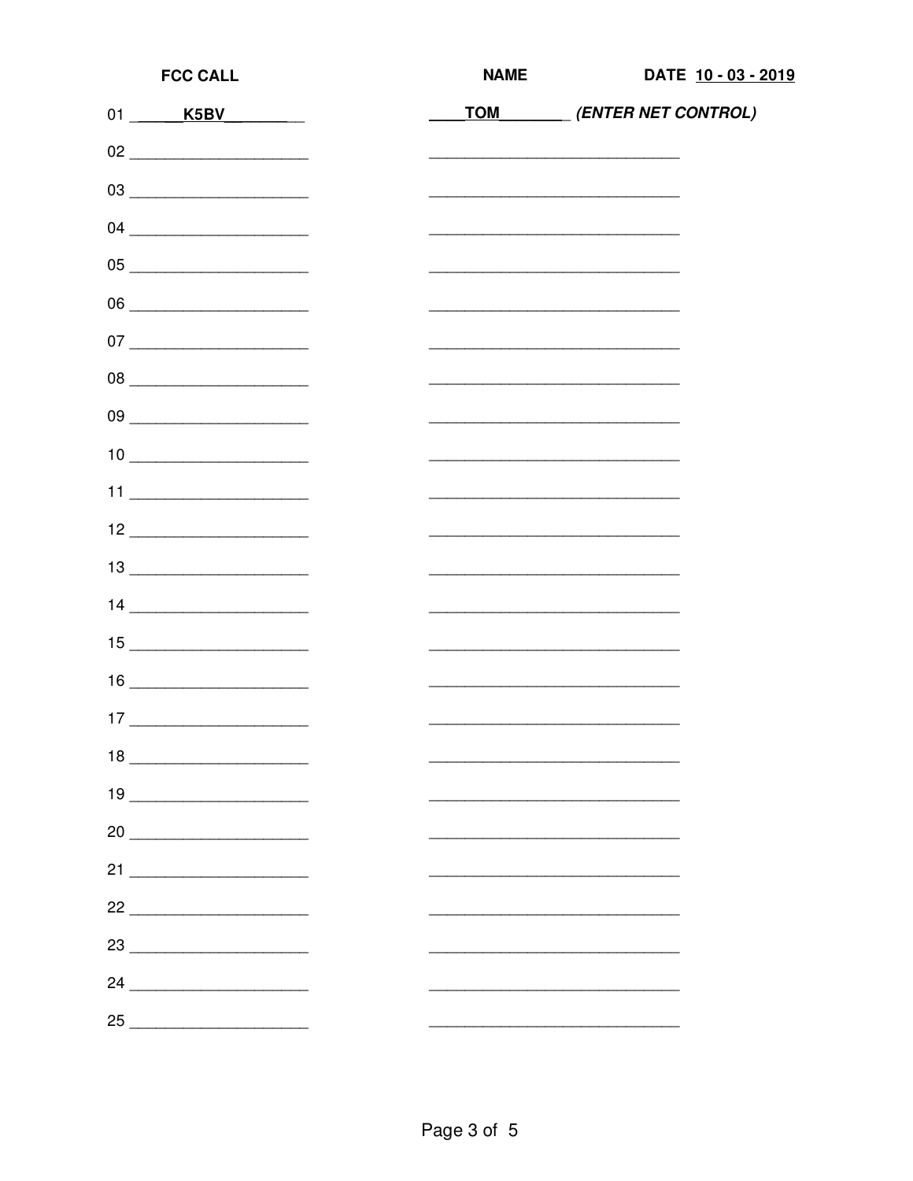| FCC CALL | NAME | DATE 10 - 03 - 2019 |
| --- | --- | --- |
| 01 K5BV | TOM *(ENTER NET CONTROL)* | |
| 02 | | |
| 03 | | |
| 04 | | |
| 05 | | |
| 06 | | |
| 07 | | |
| 08 | | |
| 09 | | |
| 10 | | |
| 11 | | |
| 12 | | |
| 13 | | |
| 14 | | |
| 15 | | |
| 16 | | |
| 17 | | |
| 18 | | |
| 19 | | |
| 20 | | |
| 21 | | |
| 22 | | |
| 23 | | |
| 24 | | |
| 25 | | |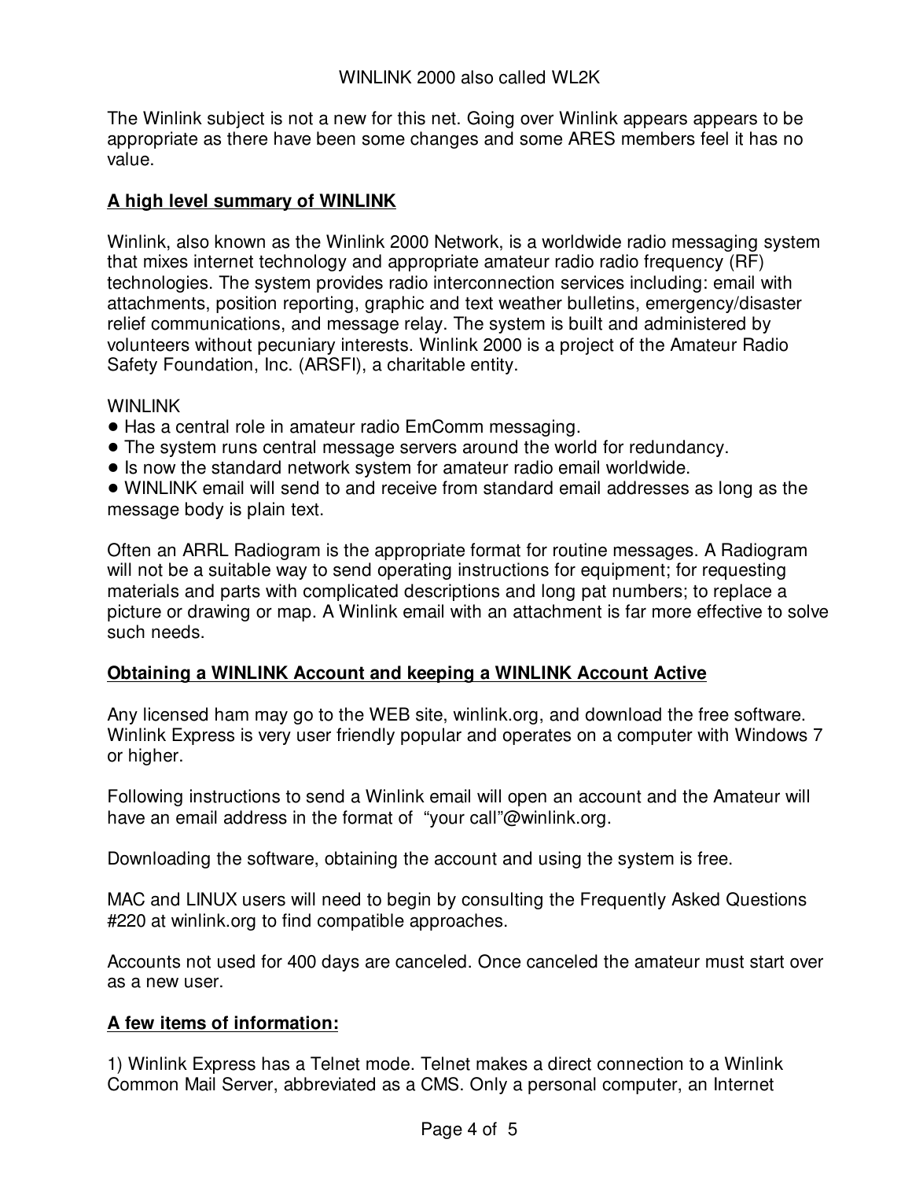WINLINK 2000 also called WL2K

The Winlink subject is not a new for this net. Going over Winlink appears appears to be appropriate as there have been some changes and some ARES members feel it has no value.

**A high level summary of WINLINK**

Winlink, also known as the Winlink 2000 Network, is a worldwide radio messaging system that mixes internet technology and appropriate amateur radio radio frequency (RF) technologies. The system provides radio interconnection services including: email with attachments, position reporting, graphic and text weather bulletins, emergency/disaster relief communications, and message relay. The system is built and administered by volunteers without pecuniary interests. Winlink 2000 is a project of the Amateur Radio Safety Foundation, Inc. (ARSFI), a charitable entity.

WINLINK

- Has a central role in amateur radio EmComm messaging.
- The system runs central message servers around the world for redundancy.
- Is now the standard network system for amateur radio email worldwide.
- WINLINK email will send to and receive from standard email addresses as long as the message body is plain text.

Often an ARRL Radiogram is the appropriate format for routine messages. A Radiogram will not be a suitable way to send operating instructions for equipment; for requesting materials and parts with complicated descriptions and long pat numbers; to replace a picture or drawing or map. A Winlink email with an attachment is far more effective to solve such needs.

**Obtaining a WINLINK Account and keeping a WINLINK Account Active**

Any licensed ham may go to the WEB site, winlink.org, and download the free software. Winlink Express is very user friendly popular and operates on a computer with Windows 7 or higher.

Following instructions to send a Winlink email will open an account and the Amateur will have an email address in the format of "your call"@winlink.org.

Downloading the software, obtaining the account and using the system is free.

MAC and LINUX users will need to begin by consulting the Frequently Asked Questions #220 at winlink.org to find compatible approaches.

Accounts not used for 400 days are canceled. Once canceled the amateur must start over as a new user.

**A few items of information:**

1) Winlink Express has a Telnet mode. Telnet makes a direct connection to a Winlink Common Mail Server, abbreviated as a CMS. Only a personal computer, an Internet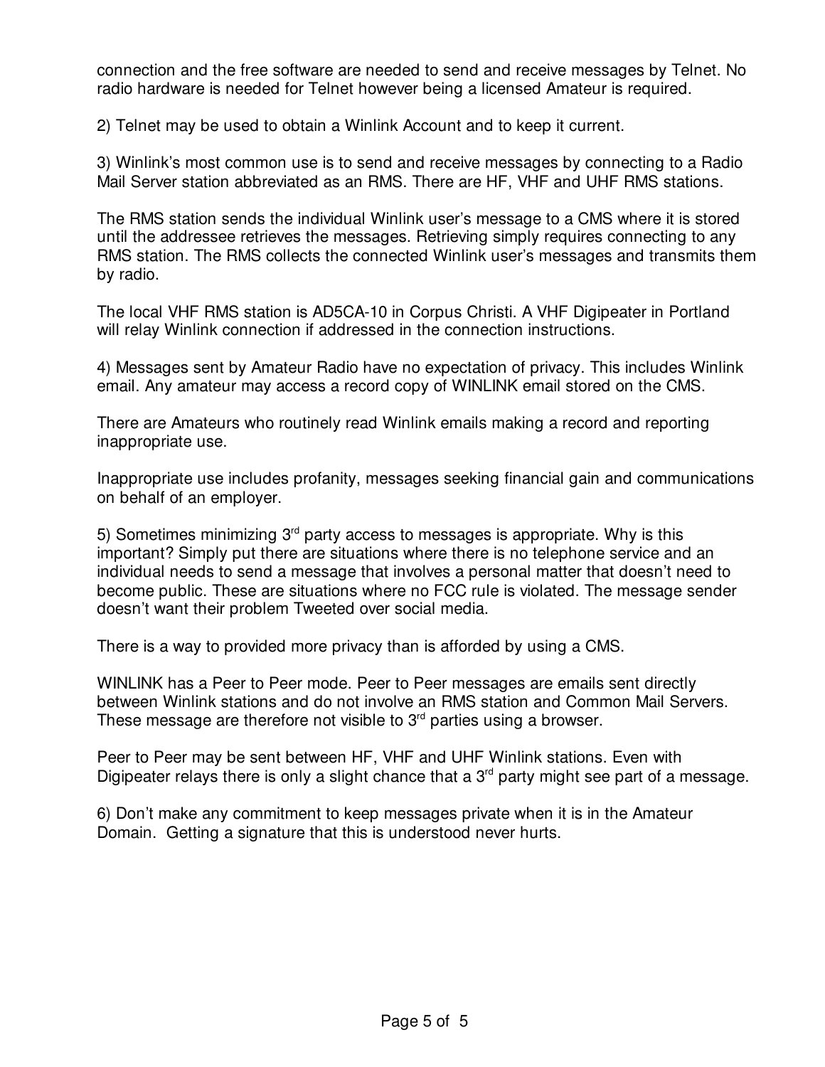connection and the free software are needed to send and receive messages by Telnet. No radio hardware is needed for Telnet however being a licensed Amateur is required.

2) Telnet may be used to obtain a Winlink Account and to keep it current.

3) Winlink's most common use is to send and receive messages by connecting to a Radio Mail Server station abbreviated as an RMS. There are HF, VHF and UHF RMS stations.

The RMS station sends the individual Winlink user's message to a CMS where it is stored until the addressee retrieves the messages. Retrieving simply requires connecting to any RMS station. The RMS collects the connected Winlink user's messages and transmits them by radio.

The local VHF RMS station is AD5CA-10 in Corpus Christi. A VHF Digipeater in Portland will relay Winlink connection if addressed in the connection instructions.

4) Messages sent by Amateur Radio have no expectation of privacy. This includes Winlink email. Any amateur may access a record copy of WINLINK email stored on the CMS.

There are Amateurs who routinely read Winlink emails making a record and reporting inappropriate use.

Inappropriate use includes profanity, messages seeking financial gain and communications on behalf of an employer.

5) Sometimes minimizing 3rd party access to messages is appropriate. Why is this important? Simply put there are situations where there is no telephone service and an individual needs to send a message that involves a personal matter that doesn't need to become public. These are situations where no FCC rule is violated. The message sender doesn't want their problem Tweeted over social media.

There is a way to provided more privacy than is afforded by using a CMS.

WINLINK has a Peer to Peer mode. Peer to Peer messages are emails sent directly between Winlink stations and do not involve an RMS station and Common Mail Servers. These message are therefore not visible to 3rd parties using a browser.

Peer to Peer may be sent between HF, VHF and UHF Winlink stations. Even with Digipeater relays there is only a slight chance that a 3rd party might see part of a message.

6) Don't make any commitment to keep messages private when it is in the Amateur Domain. Getting a signature that this is understood never hurts.